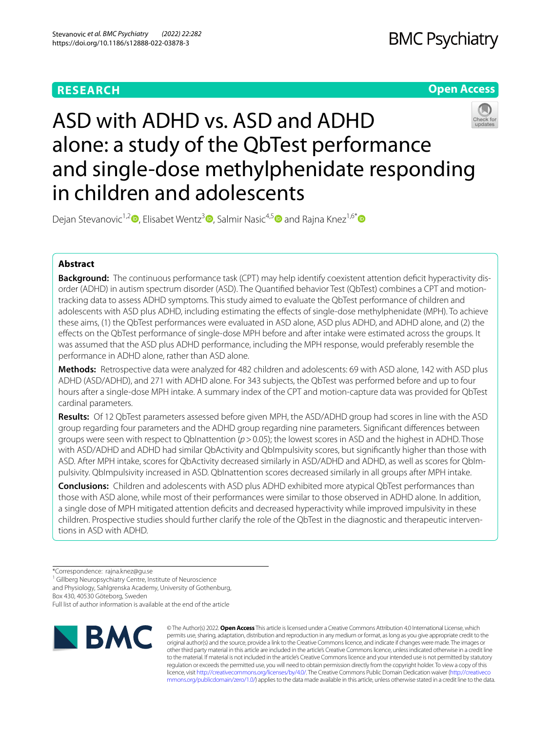RESEARCH

Open Access

# ASD with ADHD vs. ASD and ADHD alone: a study of the QbTest performance and single-dose methylphenidate responding in children and adolescents

Dejan Stevanovic[1,2], Elisabet Wentz[3], Salmir Nasic[4,5] and Rajna Knez[1,6*]

## Abstract

**Background:** The continuous performance task (CPT) may help identify coexistent attention deficit hyperactivity disorder (ADHD) in autism spectrum disorder (ASD). The Quantified behavior Test (QbTest) combines a CPT and motion-tracking data to assess ADHD symptoms. This study aimed to evaluate the QbTest performance of children and adolescents with ASD plus ADHD, including estimating the effects of single-dose methylphenidate (MPH). To achieve these aims, (1) the QbTest performances were evaluated in ASD alone, ASD plus ADHD, and ADHD alone, and (2) the effects on the QbTest performance of single-dose MPH before and after intake were estimated across the groups. It was assumed that the ASD plus ADHD performance, including the MPH response, would preferably resemble the performance in ADHD alone, rather than ASD alone.

**Methods:** Retrospective data were analyzed for 482 children and adolescents: 69 with ASD alone, 142 with ASD plus ADHD (ASD/ADHD), and 271 with ADHD alone. For 343 subjects, the QbTest was performed before and up to four hours after a single-dose MPH intake. A summary index of the CPT and motion-capture data was provided for QbTest cardinal parameters.

**Results:** Of 12 QbTest parameters assessed before given MPH, the ASD/ADHD group had scores in line with the ASD group regarding four parameters and the ADHD group regarding nine parameters. Significant differences between groups were seen with respect to QbInattention ($p > 0.05$); the lowest scores in ASD and the highest in ADHD. Those with ASD/ADHD and ADHD had similar QbActivity and QbImpulsivity scores, but significantly higher than those with ASD. After MPH intake, scores for QbActivity decreased similarly in ASD/ADHD and ADHD, as well as scores for QbImpulsivity. QbImpulsivity increased in ASD. QbInattention scores decreased similarly in all groups after MPH intake.

**Conclusions:** Children and adolescents with ASD plus ADHD exhibited more atypical QbTest performances than those with ASD alone, while most of their performances were similar to those observed in ADHD alone. In addition, a single dose of MPH mitigated attention deficits and decreased hyperactivity while improved impulsivity in these children. Prospective studies should further clarify the role of the QbTest in the diagnostic and therapeutic interventions in ASD with ADHD.

*Correspondence: rajna.knez@gu.se

[1] Gillberg Neuropsychiatry Centre, Institute of Neuroscience and Physiology, Sahlgrenska Academy, University of Gothenburg, Box 430, 40530 Göteborg, Sweden

Full list of author information is available at the end of the article

© The Author(s) 2022. **Open Access** This article is licensed under a Creative Commons Attribution 4.0 International License, which permits use, sharing, adaptation, distribution and reproduction in any medium or format, as long as you give appropriate credit to the original author(s) and the source, provide a link to the Creative Commons licence, and indicate if changes were made. The images or other third party material in this article are included in the article's Creative Commons licence, unless indicated otherwise in a credit line to the material. If material is not included in the article's Creative Commons licence and your intended use is not permitted by statutory regulation or exceeds the permitted use, you will need to obtain permission directly from the copyright holder. To view a copy of this licence, visit http://creativecommons.org/licenses/by/4.0/. The Creative Commons Public Domain Dedication waiver (http://creativecommons.org/publicdomain/zero/1.0/) applies to the data made available in this article, unless otherwise stated in a credit line to the data.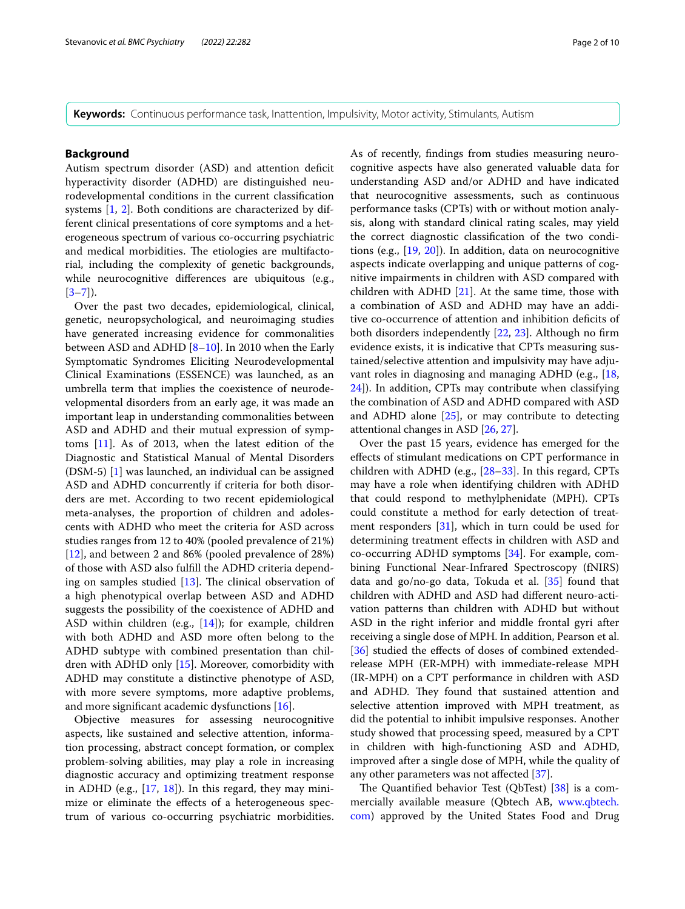**Keywords:** Continuous performance task, Inattention, Impulsivity, Motor activity, Stimulants, Autism

## Background

Autism spectrum disorder (ASD) and attention deficit hyperactivity disorder (ADHD) are distinguished neurodevelopmental conditions in the current classification systems [1, 2]. Both conditions are characterized by different clinical presentations of core symptoms and a heterogeneous spectrum of various co-occurring psychiatric and medical morbidities. The etiologies are multifactorial, including the complexity of genetic backgrounds, while neurocognitive differences are ubiquitous (e.g., [3–7]).

Over the past two decades, epidemiological, clinical, genetic, neuropsychological, and neuroimaging studies have generated increasing evidence for commonalities between ASD and ADHD [8–10]. In 2010 when the Early Symptomatic Syndromes Eliciting Neurodevelopmental Clinical Examinations (ESSENCE) was launched, as an umbrella term that implies the coexistence of neurodevelopmental disorders from an early age, it was made an important leap in understanding commonalities between ASD and ADHD and their mutual expression of symptoms [11]. As of 2013, when the latest edition of the Diagnostic and Statistical Manual of Mental Disorders (DSM-5) [1] was launched, an individual can be assigned ASD and ADHD concurrently if criteria for both disorders are met. According to two recent epidemiological meta-analyses, the proportion of children and adolescents with ADHD who meet the criteria for ASD across studies ranges from 12 to 40% (pooled prevalence of 21%) [12], and between 2 and 86% (pooled prevalence of 28%) of those with ASD also fulfill the ADHD criteria depending on samples studied [13]. The clinical observation of a high phenotypical overlap between ASD and ADHD suggests the possibility of the coexistence of ADHD and ASD within children (e.g., [14]); for example, children with both ADHD and ASD more often belong to the ADHD subtype with combined presentation than children with ADHD only [15]. Moreover, comorbidity with ADHD may constitute a distinctive phenotype of ASD, with more severe symptoms, more adaptive problems, and more significant academic dysfunctions [16].

Objective measures for assessing neurocognitive aspects, like sustained and selective attention, information processing, abstract concept formation, or complex problem-solving abilities, may play a role in increasing diagnostic accuracy and optimizing treatment response in ADHD (e.g., [17, 18]). In this regard, they may minimize or eliminate the effects of a heterogeneous spectrum of various co-occurring psychiatric morbidities. As of recently, findings from studies measuring neurocognitive aspects have also generated valuable data for understanding ASD and/or ADHD and have indicated that neurocognitive assessments, such as continuous performance tasks (CPTs) with or without motion analysis, along with standard clinical rating scales, may yield the correct diagnostic classification of the two conditions (e.g., [19, 20]). In addition, data on neurocognitive aspects indicate overlapping and unique patterns of cognitive impairments in children with ASD compared with children with ADHD [21]. At the same time, those with a combination of ASD and ADHD may have an additive co-occurrence of attention and inhibition deficits of both disorders independently [22, 23]. Although no firm evidence exists, it is indicative that CPTs measuring sustained/selective attention and impulsivity may have adjuvant roles in diagnosing and managing ADHD (e.g., [18, 24]). In addition, CPTs may contribute when classifying the combination of ASD and ADHD compared with ASD and ADHD alone [25], or may contribute to detecting attentional changes in ASD [26, 27].

Over the past 15 years, evidence has emerged for the effects of stimulant medications on CPT performance in children with ADHD (e.g., [28–33]. In this regard, CPTs may have a role when identifying children with ADHD that could respond to methylphenidate (MPH). CPTs could constitute a method for early detection of treatment responders [31], which in turn could be used for determining treatment effects in children with ASD and co-occurring ADHD symptoms [34]. For example, combining Functional Near-Infrared Spectroscopy (fNIRS) data and go/no-go data, Tokuda et al. [35] found that children with ADHD and ASD had different neuro-activation patterns than children with ADHD but without ASD in the right inferior and middle frontal gyri after receiving a single dose of MPH. In addition, Pearson et al. [36] studied the effects of doses of combined extended-release MPH (ER-MPH) with immediate-release MPH (IR-MPH) on a CPT performance in children with ASD and ADHD. They found that sustained attention and selective attention improved with MPH treatment, as did the potential to inhibit impulsive responses. Another study showed that processing speed, measured by a CPT in children with high-functioning ASD and ADHD, improved after a single dose of MPH, while the quality of any other parameters was not affected [37].

The Quantified behavior Test (QbTest) [38] is a commercially available measure (Qbtech AB, www.qbtech.com) approved by the United States Food and Drug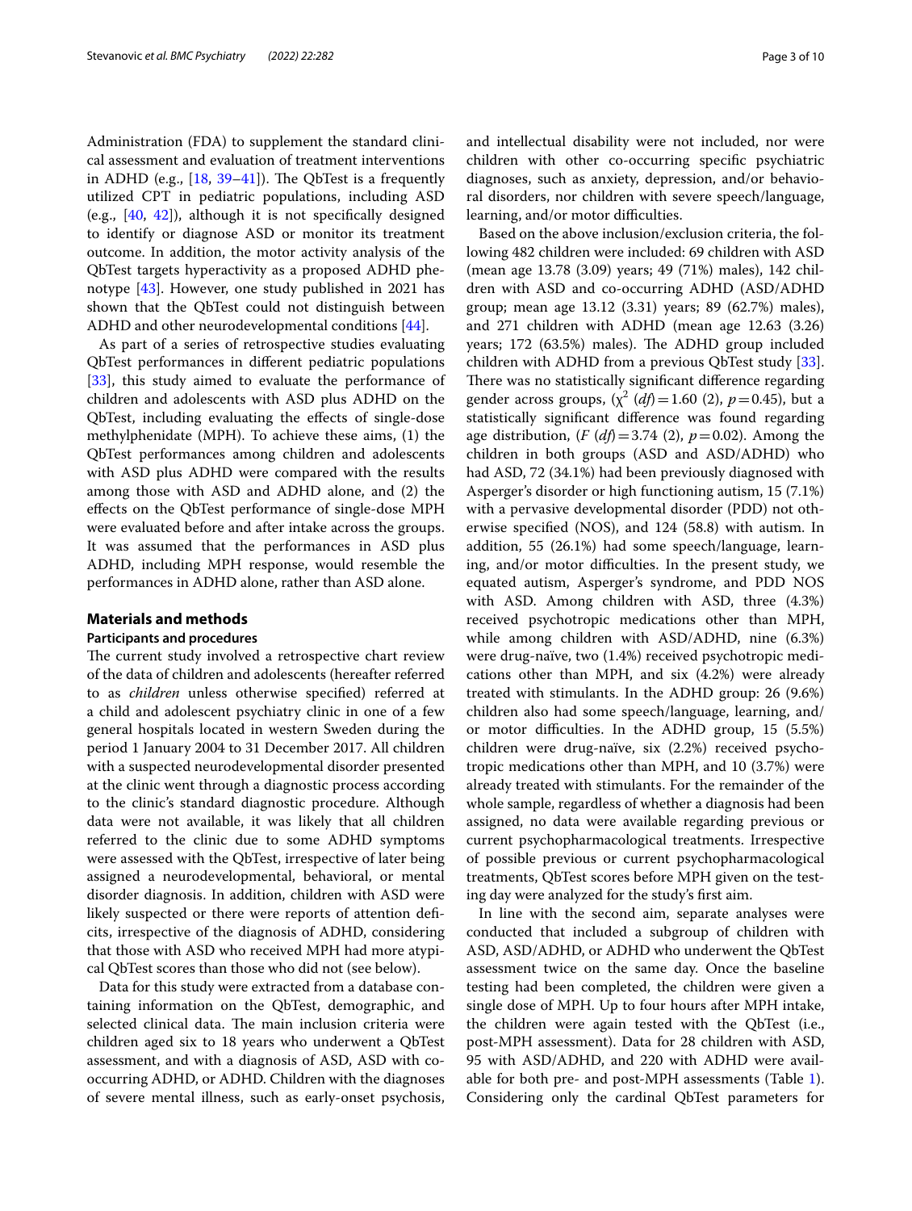Administration (FDA) to supplement the standard clinical assessment and evaluation of treatment interventions in ADHD (e.g., [18, 39–41]). The QbTest is a frequently utilized CPT in pediatric populations, including ASD (e.g., [40, 42]), although it is not specifically designed to identify or diagnose ASD or monitor its treatment outcome. In addition, the motor activity analysis of the QbTest targets hyperactivity as a proposed ADHD phenotype [43]. However, one study published in 2021 has shown that the QbTest could not distinguish between ADHD and other neurodevelopmental conditions [44].

As part of a series of retrospective studies evaluating QbTest performances in different pediatric populations [33], this study aimed to evaluate the performance of children and adolescents with ASD plus ADHD on the QbTest, including evaluating the effects of single-dose methylphenidate (MPH). To achieve these aims, (1) the QbTest performances among children and adolescents with ASD plus ADHD were compared with the results among those with ASD and ADHD alone, and (2) the effects on the QbTest performance of single-dose MPH were evaluated before and after intake across the groups. It was assumed that the performances in ASD plus ADHD, including MPH response, would resemble the performances in ADHD alone, rather than ASD alone.

## Materials and methods

### Participants and procedures

The current study involved a retrospective chart review of the data of children and adolescents (hereafter referred to as *children* unless otherwise specified) referred at a child and adolescent psychiatry clinic in one of a few general hospitals located in western Sweden during the period 1 January 2004 to 31 December 2017. All children with a suspected neurodevelopmental disorder presented at the clinic went through a diagnostic process according to the clinic's standard diagnostic procedure. Although data were not available, it was likely that all children referred to the clinic due to some ADHD symptoms were assessed with the QbTest, irrespective of later being assigned a neurodevelopmental, behavioral, or mental disorder diagnosis. In addition, children with ASD were likely suspected or there were reports of attention deficits, irrespective of the diagnosis of ADHD, considering that those with ASD who received MPH had more atypical QbTest scores than those who did not (see below).

Data for this study were extracted from a database containing information on the QbTest, demographic, and selected clinical data. The main inclusion criteria were children aged six to 18 years who underwent a QbTest assessment, and with a diagnosis of ASD, ASD with co-occurring ADHD, or ADHD. Children with the diagnoses of severe mental illness, such as early-onset psychosis, and intellectual disability were not included, nor were children with other co-occurring specific psychiatric diagnoses, such as anxiety, depression, and/or behavioral disorders, nor children with severe speech/language, learning, and/or motor difficulties.

Based on the above inclusion/exclusion criteria, the following 482 children were included: 69 children with ASD (mean age 13.78 (3.09) years; 49 (71%) males), 142 children with ASD and co-occurring ADHD (ASD/ADHD group; mean age 13.12 (3.31) years; 89 (62.7%) males), and 271 children with ADHD (mean age 12.63 (3.26) years; 172 (63.5%) males). The ADHD group included children with ADHD from a previous QbTest study [33]. There was no statistically significant difference regarding gender across groups, ($\chi^2$ ($df$) = 1.60 (2), $p$ = 0.45), but a statistically significant difference was found regarding age distribution, ($F$ ($df$) = 3.74 (2), $p$ = 0.02). Among the children in both groups (ASD and ASD/ADHD) who had ASD, 72 (34.1%) had been previously diagnosed with Asperger's disorder or high functioning autism, 15 (7.1%) with a pervasive developmental disorder (PDD) not otherwise specified (NOS), and 124 (58.8) with autism. In addition, 55 (26.1%) had some speech/language, learning, and/or motor difficulties. In the present study, we equated autism, Asperger's syndrome, and PDD NOS with ASD. Among children with ASD, three (4.3%) received psychotropic medications other than MPH, while among children with ASD/ADHD, nine (6.3%) were drug-naïve, two (1.4%) received psychotropic medications other than MPH, and six (4.2%) were already treated with stimulants. In the ADHD group: 26 (9.6%) children also had some speech/language, learning, and/or motor difficulties. In the ADHD group, 15 (5.5%) children were drug-naïve, six (2.2%) received psychotropic medications other than MPH, and 10 (3.7%) were already treated with stimulants. For the remainder of the whole sample, regardless of whether a diagnosis had been assigned, no data were available regarding previous or current psychopharmacological treatments. Irrespective of possible previous or current psychopharmacological treatments, QbTest scores before MPH given on the testing day were analyzed for the study's first aim.

In line with the second aim, separate analyses were conducted that included a subgroup of children with ASD, ASD/ADHD, or ADHD who underwent the QbTest assessment twice on the same day. Once the baseline testing had been completed, the children were given a single dose of MPH. Up to four hours after MPH intake, the children were again tested with the QbTest (i.e., post-MPH assessment). Data for 28 children with ASD, 95 with ASD/ADHD, and 220 with ADHD were available for both pre- and post-MPH assessments (Table 1). Considering only the cardinal QbTest parameters for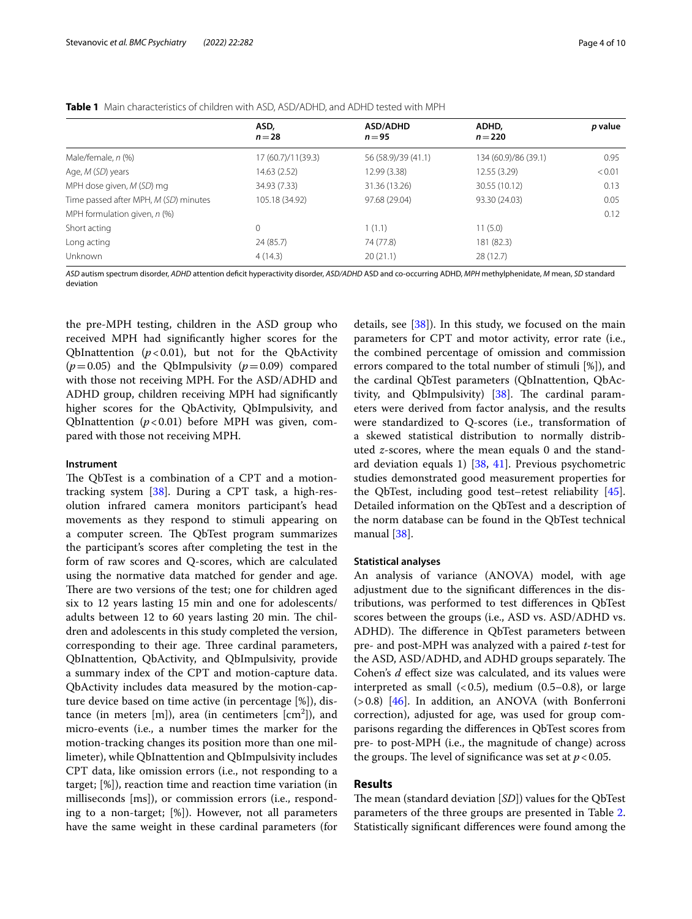**Table 1** Main characteristics of children with ASD, ASD/ADHD, and ADHD tested with MPH

| | ASD, $n = 28$ | ASD/ADHD $n = 95$ | ADHD, $n = 220$ | *p* value |
|---|---|---|---|---|
| Male/female, *n* (%) | 17 (60.7)/11(39.3) | 56 (58.9)/39 (41.1) | 134 (60.9)/86 (39.1) | 0.95 |
| Age, *M* (*SD*) years | 14.63 (2.52) | 12.99 (3.38) | 12.55 (3.29) | < 0.01 |
| MPH dose given, *M* (*SD*) mg | 34.93 (7.33) | 31.36 (13.26) | 30.55 (10.12) | 0.13 |
| Time passed after MPH, *M* (*SD*) minutes | 105.18 (34.92) | 97.68 (29.04) | 93.30 (24.03) | 0.05 |
| MPH formulation given, *n* (%) | | | | 0.12 |
| Short acting | 0 | 1 (1.1) | 11 (5.0) | |
| Long acting | 24 (85.7) | 74 (77.8) | 181 (82.3) | |
| Unknown | 4 (14.3) | 20 (21.1) | 28 (12.7) | |

*ASD* autism spectrum disorder, *ADHD* attention deficit hyperactivity disorder, *ASD/ADHD* ASD and co-occurring ADHD, *MPH* methylphenidate, *M* mean, *SD* standard deviation

the pre-MPH testing, children in the ASD group who received MPH had significantly higher scores for the QbInattention ($p < 0.01$), but not for the QbActivity ($p = 0.05$) and the QbImpulsivity ($p = 0.09$) compared with those not receiving MPH. For the ASD/ADHD and ADHD group, children receiving MPH had significantly higher scores for the QbActivity, QbImpulsivity, and QbInattention ($p < 0.01$) before MPH was given, compared with those not receiving MPH.

### Instrument

The QbTest is a combination of a CPT and a motion-tracking system [38]. During a CPT task, a high-resolution infrared camera monitors participant's head movements as they respond to stimuli appearing on a computer screen. The QbTest program summarizes the participant's scores after completing the test in the form of raw scores and Q-scores, which are calculated using the normative data matched for gender and age. There are two versions of the test; one for children aged six to 12 years lasting 15 min and one for adolescents/adults between 12 to 60 years lasting 20 min. The children and adolescents in this study completed the version, corresponding to their age. Three cardinal parameters, QbInattention, QbActivity, and QbImpulsivity, provide a summary index of the CPT and motion-capture data. QbActivity includes data measured by the motion-capture device based on time active (in percentage [%]), distance (in meters [m]), area (in centimeters [$cm^2$]), and micro-events (i.e., a number times the marker for the motion-tracking changes its position more than one millimeter), while QbInattention and QbImpulsivity includes CPT data, like omission errors (i.e., not responding to a target; [%]), reaction time and reaction time variation (in milliseconds [ms]), or commission errors (i.e., responding to a non-target; [%]). However, not all parameters have the same weight in these cardinal parameters (for details, see [38]). In this study, we focused on the main parameters for CPT and motor activity, error rate (i.e., the combined percentage of omission and commission errors compared to the total number of stimuli [%]), and the cardinal QbTest parameters (QbInattention, QbActivity, and QbImpulsivity) [38]. The cardinal parameters were derived from factor analysis, and the results were standardized to Q-scores (i.e., transformation of a skewed statistical distribution to normally distributed *z*-scores, where the mean equals 0 and the standard deviation equals 1) [38, 41]. Previous psychometric studies demonstrated good measurement properties for the QbTest, including good test–retest reliability [45]. Detailed information on the QbTest and a description of the norm database can be found in the QbTest technical manual [38].

### Statistical analyses

An analysis of variance (ANOVA) model, with age adjustment due to the significant differences in the distributions, was performed to test differences in QbTest scores between the groups (i.e., ASD vs. ASD/ADHD vs. ADHD). The difference in QbTest parameters between pre- and post-MPH was analyzed with a paired *t*-test for the ASD, ASD/ADHD, and ADHD groups separately. The Cohen's *d* effect size was calculated, and its values were interpreted as small (< 0.5), medium (0.5–0.8), or large (> 0.8) [46]. In addition, an ANOVA (with Bonferroni correction), adjusted for age, was used for group comparisons regarding the differences in QbTest scores from pre- to post-MPH (i.e., the magnitude of change) across the groups. The level of significance was set at $p < 0.05$.

## Results

The mean (standard deviation [*SD*]) values for the QbTest parameters of the three groups are presented in Table 2. Statistically significant differences were found among the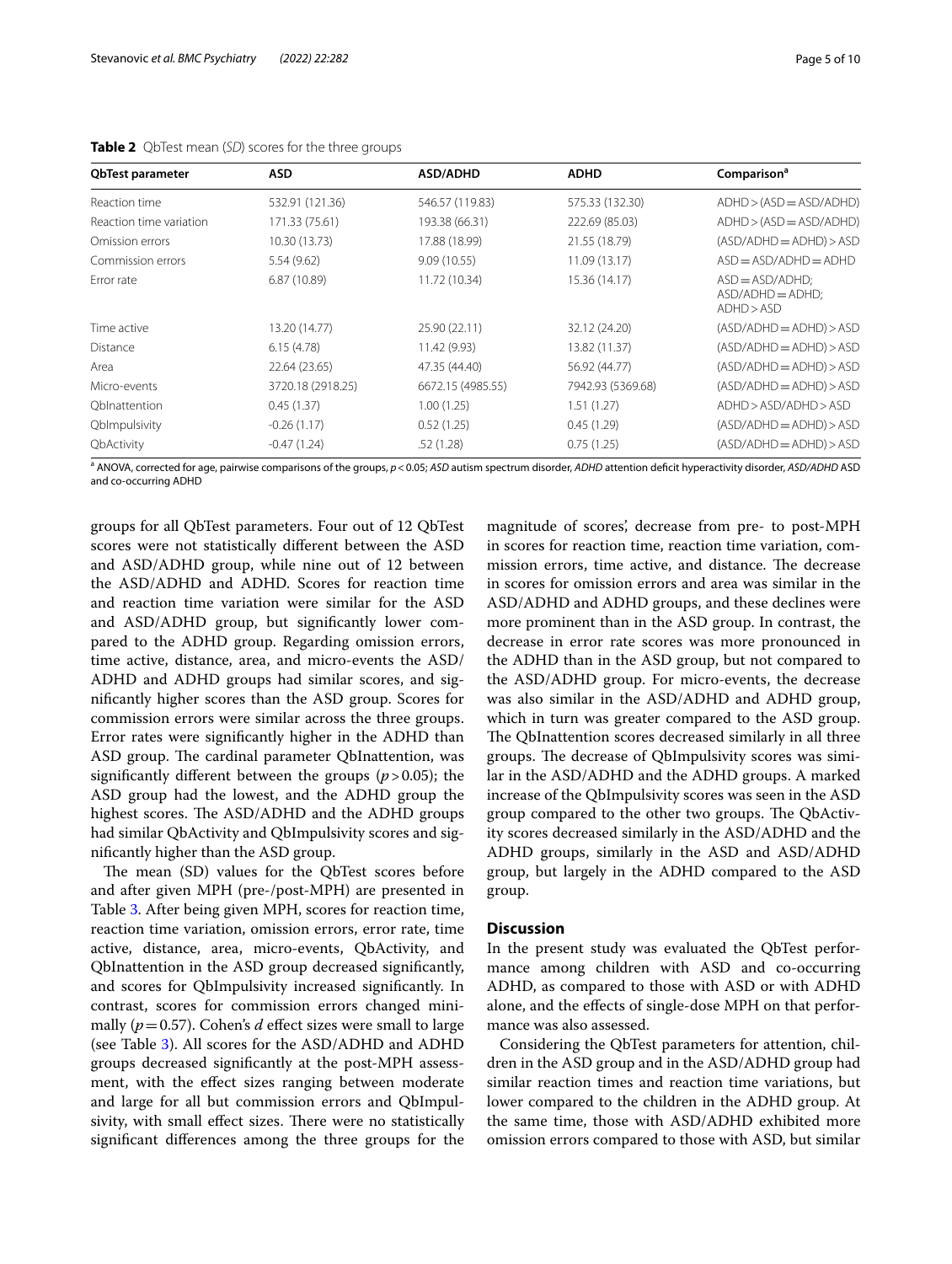**Table 2** QbTest mean (*SD*) scores for the three groups

| QbTest parameter | ASD | ASD/ADHD | ADHD | Comparison[a] |
|---|---|---|---|---|
| Reaction time | 532.91 (121.36) | 546.57 (119.83) | 575.33 (132.30) | ADHD > (ASD = ASD/ADHD) |
| Reaction time variation | 171.33 (75.61) | 193.38 (66.31) | 222.69 (85.03) | ADHD > (ASD = ASD/ADHD) |
| Omission errors | 10.30 (13.73) | 17.88 (18.99) | 21.55 (18.79) | (ASD/ADHD = ADHD) > ASD |
| Commission errors | 5.54 (9.62) | 9.09 (10.55) | 11.09 (13.17) | ASD = ASD/ADHD = ADHD |
| Error rate | 6.87 (10.89) | 11.72 (10.34) | 15.36 (14.17) | ASD = ASD/ADHD; ASD/ADHD = ADHD; ADHD > ASD |
| Time active | 13.20 (14.77) | 25.90 (22.11) | 32.12 (24.20) | (ASD/ADHD = ADHD) > ASD |
| Distance | 6.15 (4.78) | 11.42 (9.93) | 13.82 (11.37) | (ASD/ADHD = ADHD) > ASD |
| Area | 22.64 (23.65) | 47.35 (44.40) | 56.92 (44.77) | (ASD/ADHD = ADHD) > ASD |
| Micro-events | 3720.18 (2918.25) | 6672.15 (4985.55) | 7942.93 (5369.68) | (ASD/ADHD = ADHD) > ASD |
| QbInattention | 0.45 (1.37) | 1.00 (1.25) | 1.51 (1.27) | ADHD > ASD/ADHD > ASD |
| QbImpulsivity | -0.26 (1.17) | 0.52 (1.25) | 0.45 (1.29) | (ASD/ADHD = ADHD) > ASD |
| QbActivity | -0.47 (1.24) | .52 (1.28) | 0.75 (1.25) | (ASD/ADHD = ADHD) > ASD |

[a] ANOVA, corrected for age, pairwise comparisons of the groups, $p < 0.05$; *ASD* autism spectrum disorder, *ADHD* attention deficit hyperactivity disorder, *ASD/ADHD* ASD and co-occurring ADHD

groups for all QbTest parameters. Four out of 12 QbTest scores were not statistically different between the ASD and ASD/ADHD group, while nine out of 12 between the ASD/ADHD and ADHD. Scores for reaction time and reaction time variation were similar for the ASD and ASD/ADHD group, but significantly lower compared to the ADHD group. Regarding omission errors, time active, distance, area, and micro-events the ASD/ADHD and ADHD groups had similar scores, and significantly higher scores than the ASD group. Scores for commission errors were similar across the three groups. Error rates were significantly higher in the ADHD than ASD group. The cardinal parameter QbInattention, was significantly different between the groups ($p > 0.05$); the ASD group had the lowest, and the ADHD group the highest scores. The ASD/ADHD and the ADHD groups had similar QbActivity and QbImpulsivity scores and significantly higher than the ASD group.

The mean (SD) values for the QbTest scores before and after given MPH (pre-/post-MPH) are presented in Table 3. After being given MPH, scores for reaction time, reaction time variation, omission errors, error rate, time active, distance, area, micro-events, QbActivity, and QbInattention in the ASD group decreased significantly, and scores for QbImpulsivity increased significantly. In contrast, scores for commission errors changed minimally ($p = 0.57$). Cohen's $d$ effect sizes were small to large (see Table 3). All scores for the ASD/ADHD and ADHD groups decreased significantly at the post-MPH assessment, with the effect sizes ranging between moderate and large for all but commission errors and QbImpulsivity, with small effect sizes. There were no statistically significant differences among the three groups for the magnitude of scores', decrease from pre- to post-MPH in scores for reaction time, reaction time variation, commission errors, time active, and distance. The decrease in scores for omission errors and area was similar in the ASD/ADHD and ADHD groups, and these declines were more prominent than in the ASD group. In contrast, the decrease in error rate scores was more pronounced in the ADHD than in the ASD group, but not compared to the ASD/ADHD group. For micro-events, the decrease was also similar in the ASD/ADHD and ADHD group, which in turn was greater compared to the ASD group. The QbInattention scores decreased similarly in all three groups. The decrease of QbImpulsivity scores was similar in the ASD/ADHD and the ADHD groups. A marked increase of the QbImpulsivity scores was seen in the ASD group compared to the other two groups. The QbActivity scores decreased similarly in the ASD/ADHD and the ADHD groups, similarly in the ASD and ASD/ADHD group, but largely in the ADHD compared to the ASD group.

## Discussion

In the present study was evaluated the QbTest performance among children with ASD and co-occurring ADHD, as compared to those with ASD or with ADHD alone, and the effects of single-dose MPH on that performance was also assessed.

Considering the QbTest parameters for attention, children in the ASD group and in the ASD/ADHD group had similar reaction times and reaction time variations, but lower compared to the children in the ADHD group. At the same time, those with ASD/ADHD exhibited more omission errors compared to those with ASD, but similar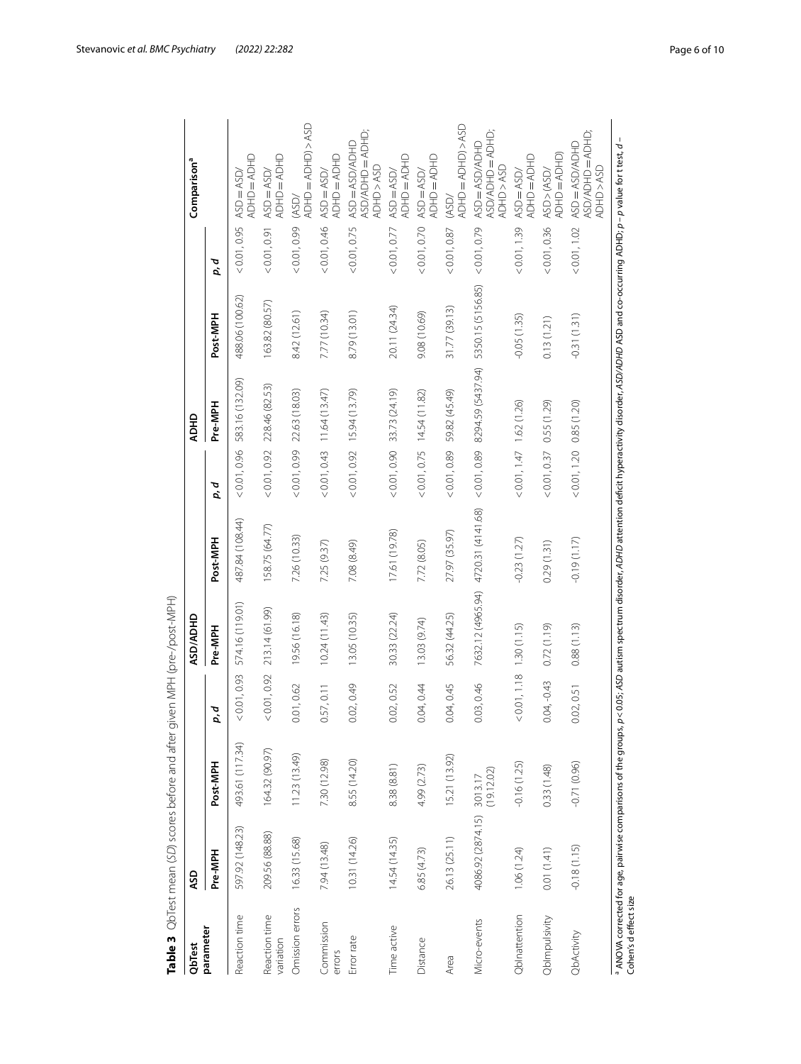**Table 3** QbTest mean (*SD*) scores before and after given MPH (pre-/post-MPH)

| QbTest parameter | ASD | | | ASD/ADHD | | | ADHD | | | Comparison[a] |
|---|---|---|---|---|---|---|---|---|---|---|
| | Pre-MPH | Post-MPH | p, d | Pre-MPH | Post-MPH | p, d | Pre-MPH | Post-MPH | p, d | |
| Reaction time | 597.92 (148.23) | 493.61 (117.34) | < 0.01, 0.93 | 574.16 (119.01) | 487.84 (108.44) | < 0.01, 0.96 | 583.16 (132.09) | 488.06 (100.62) | < 0.01, 0.95 | ASD = ASD/ADHD = ADHD |
| Reaction time variation | 209.56 (88.88) | 164.32 (90.97) | < 0.01, 0.92 | 213.14 (61.99) | 158.75 (64.77) | < 0.01, 0.92 | 228.46 (82.53) | 163.82 (80.57) | < 0.01, 0.91 | ASD = ASD/ADHD = ADHD |
| Omission errors | 16.33 (15.68) | 11.23 (13.49) | 0.01, 0.62 | 19.56 (16.18) | 7.26 (10.33) | < 0.01, 0.99 | 22.63 (18.03) | 8.42 (12.61) | < 0.01, 0.99 | (ASD/ADHD = ADHD) > ASD |
| Commission errors | 7.94 (13.48) | 7.30 (12.98) | 0.57, 0.11 | 10.24 (11.43) | 7.25 (9.37) | < 0.01, 0.43 | 11.64 (13.47) | 7.77 (10.34) | < 0.01, 0.46 | ASD = ASD/ADHD = ADHD |
| Error rate | 10.31 (14.26) | 8.55 (14.20) | 0.02, 0.49 | 13.05 (10.35) | 7.08 (8.49) | < 0.01, 0.92 | 15.94 (13.79) | 8.79 (13.01) | < 0.01, 0.75 | ASD = ASD/ADHD ASD/ADHD = ADHD; ADHD > ASD |
| Time active | 14.54 (14.35) | 8.38 (8.81) | 0.02, 0.52 | 30.33 (22.24) | 17.61 (19.78) | < 0.01, 0.90 | 33.73 (24.19) | 20.11 (24.34) | < 0.01, 0.77 | ASD = ASD/ADHD = ADHD |
| Distance | 6.85 (4.73) | 4.99 (2.73) | 0.04, 0.44 | 13.03 (9.74) | 7.72 (8.05) | < 0.01, 0.75 | 14.54 (11.82) | 9.08 (10.69) | < 0.01, 0.70 | ASD = ASD/ADHD = ADHD |
| Area | 26.13 (25.11) | 15.21 (13.92) | 0.04, 0.45 | 56.32 (44.25) | 27.97 (35.97) | < 0.01, 0.89 | 59.82 (45.49) | 31.77 (39.13) | < 0.01, 0.87 | (ASD/ADHD = ADHD) > ASD |
| Micro-events | 4086.92 (2874.15) | 3013.17 (19,12.02) | 0.03, 0.46 | 7632.12 (4965.94) | 4720.31 (4141.68) | < 0.01, 0.89 | 8294.59 (5437.94) | 5350.15 (5156.85) | < 0.01, 0.79 | ASD = ASD/ADHD ASD/ADHD = ADHD; ADHD > ASD |
| QbInattention | 1.06 (1.24) | -0.16 (1.25) | < 0.01, 1.18 | 1.30 (1.15) | -0.23 (1.27) | < 0.01, 1.47 | 1.62 (1.26) | -0.05 (1.35) | < 0.01, 1.39 | ASD = ASD/ADHD = ADHD |
| QbImpulsivity | 0.01 (1.41) | 0.33 (1.48) | 0.04, -0.43 | 0.72 (1.19) | 0.29 (1.31) | < 0.01, 0.37 | 0.55 (1.29) | 0.13 (1.21) | < 0.01, 0.36 | ASD > (ASD/ADHD = ADHD) |
| QbActivity | -0.18 (1.15) | -0.71 (0.96) | 0.02, 0.51 | 0.88 (1.13) | -0.19 (1.17) | < 0.01, 1.20 | 0.85 (1.20) | -0.31 (1.31) | < 0.01, 1.02 | ASD = ASD/ADHD ASD/ADHD = ADHD; ADHD > ASD |

[a] ANOVA corrected for age, pairwise comparisons of the groups, $p < 0.05$; *ASD* autism spectrum disorder, *ADHD* attention deficit hyperactivity disorder, *ASD/ADHD* ASD and co-occurring ADHD; *p* – *p* value for t test, *d* – Cohen's d effect size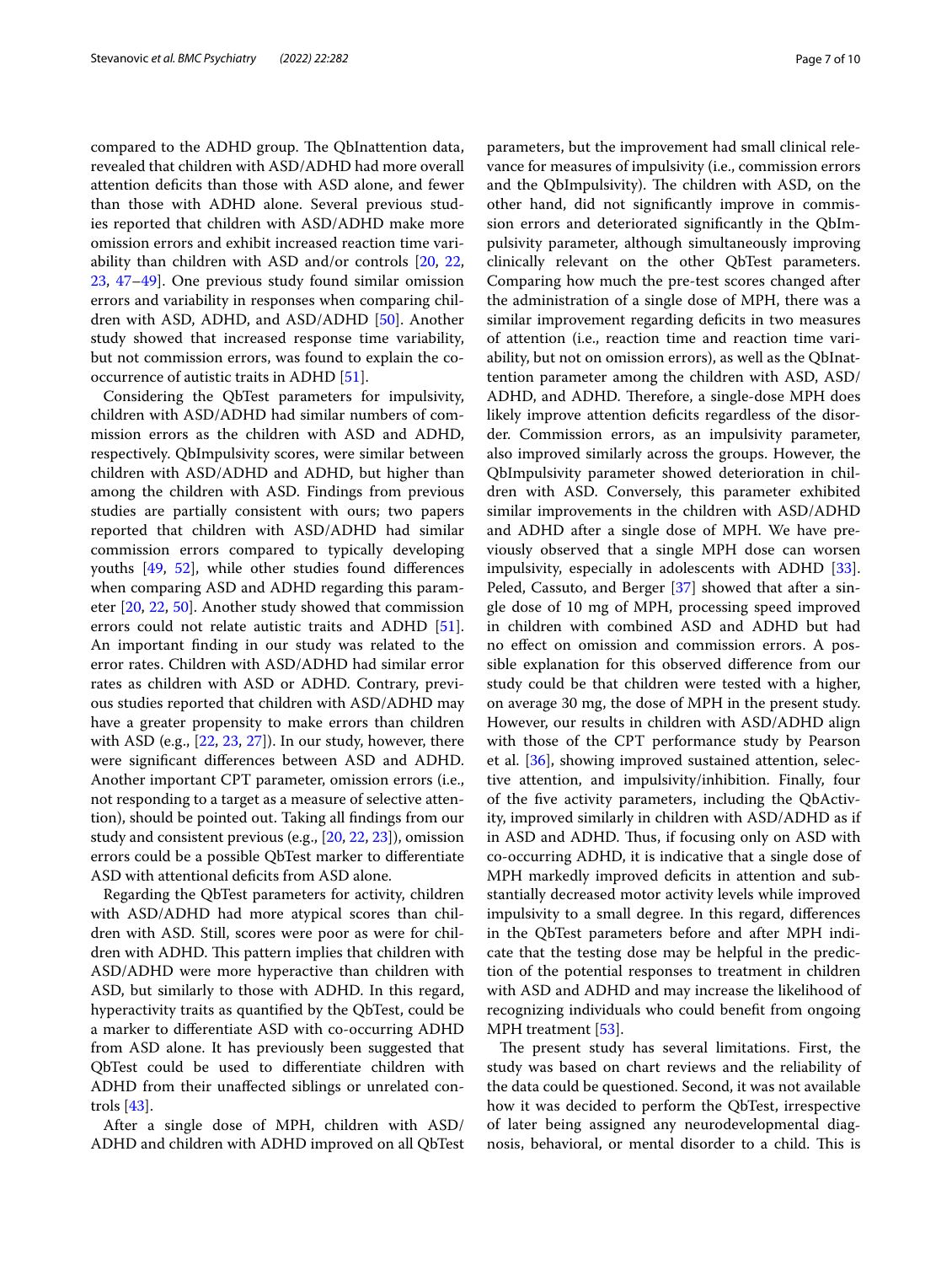compared to the ADHD group. The QbInattention data, revealed that children with ASD/ADHD had more overall attention deficits than those with ASD alone, and fewer than those with ADHD alone. Several previous studies reported that children with ASD/ADHD make more omission errors and exhibit increased reaction time variability than children with ASD and/or controls [20, 22, 23, 47–49]. One previous study found similar omission errors and variability in responses when comparing children with ASD, ADHD, and ASD/ADHD [50]. Another study showed that increased response time variability, but not commission errors, was found to explain the co-occurrence of autistic traits in ADHD [51].

Considering the QbTest parameters for impulsivity, children with ASD/ADHD had similar numbers of commission errors as the children with ASD and ADHD, respectively. QbImpulsivity scores, were similar between children with ASD/ADHD and ADHD, but higher than among the children with ASD. Findings from previous studies are partially consistent with ours; two papers reported that children with ASD/ADHD had similar commission errors compared to typically developing youths [49, 52], while other studies found differences when comparing ASD and ADHD regarding this parameter [20, 22, 50]. Another study showed that commission errors could not relate autistic traits and ADHD [51]. An important finding in our study was related to the error rates. Children with ASD/ADHD had similar error rates as children with ASD or ADHD. Contrary, previous studies reported that children with ASD/ADHD may have a greater propensity to make errors than children with ASD (e.g., [22, 23, 27]). In our study, however, there were significant differences between ASD and ADHD. Another important CPT parameter, omission errors (i.e., not responding to a target as a measure of selective attention), should be pointed out. Taking all findings from our study and consistent previous (e.g., [20, 22, 23]), omission errors could be a possible QbTest marker to differentiate ASD with attentional deficits from ASD alone.

Regarding the QbTest parameters for activity, children with ASD/ADHD had more atypical scores than children with ASD. Still, scores were poor as were for children with ADHD. This pattern implies that children with ASD/ADHD were more hyperactive than children with ASD, but similarly to those with ADHD. In this regard, hyperactivity traits as quantified by the QbTest, could be a marker to differentiate ASD with co-occurring ADHD from ASD alone. It has previously been suggested that QbTest could be used to differentiate children with ADHD from their unaffected siblings or unrelated controls [43].

After a single dose of MPH, children with ASD/ADHD and children with ADHD improved on all QbTest parameters, but the improvement had small clinical relevance for measures of impulsivity (i.e., commission errors and the QbImpulsivity). The children with ASD, on the other hand, did not significantly improve in commission errors and deteriorated significantly in the QbImpulsivity parameter, although simultaneously improving clinically relevant on the other QbTest parameters. Comparing how much the pre-test scores changed after the administration of a single dose of MPH, there was a similar improvement regarding deficits in two measures of attention (i.e., reaction time and reaction time variability, but not on omission errors), as well as the QbInattention parameter among the children with ASD, ASD/ADHD, and ADHD. Therefore, a single-dose MPH does likely improve attention deficits regardless of the disorder. Commission errors, as an impulsivity parameter, also improved similarly across the groups. However, the QbImpulsivity parameter showed deterioration in children with ASD. Conversely, this parameter exhibited similar improvements in the children with ASD/ADHD and ADHD after a single dose of MPH. We have previously observed that a single MPH dose can worsen impulsivity, especially in adolescents with ADHD [33]. Peled, Cassuto, and Berger [37] showed that after a single dose of 10 mg of MPH, processing speed improved in children with combined ASD and ADHD but had no effect on omission and commission errors. A possible explanation for this observed difference from our study could be that children were tested with a higher, on average 30 mg, the dose of MPH in the present study. However, our results in children with ASD/ADHD align with those of the CPT performance study by Pearson et al. [36], showing improved sustained attention, selective attention, and impulsivity/inhibition. Finally, four of the five activity parameters, including the QbActivity, improved similarly in children with ASD/ADHD as if in ASD and ADHD. Thus, if focusing only on ASD with co-occurring ADHD, it is indicative that a single dose of MPH markedly improved deficits in attention and substantially decreased motor activity levels while improved impulsivity to a small degree. In this regard, differences in the QbTest parameters before and after MPH indicate that the testing dose may be helpful in the prediction of the potential responses to treatment in children with ASD and ADHD and may increase the likelihood of recognizing individuals who could benefit from ongoing MPH treatment [53].

The present study has several limitations. First, the study was based on chart reviews and the reliability of the data could be questioned. Second, it was not available how it was decided to perform the QbTest, irrespective of later being assigned any neurodevelopmental diagnosis, behavioral, or mental disorder to a child. This is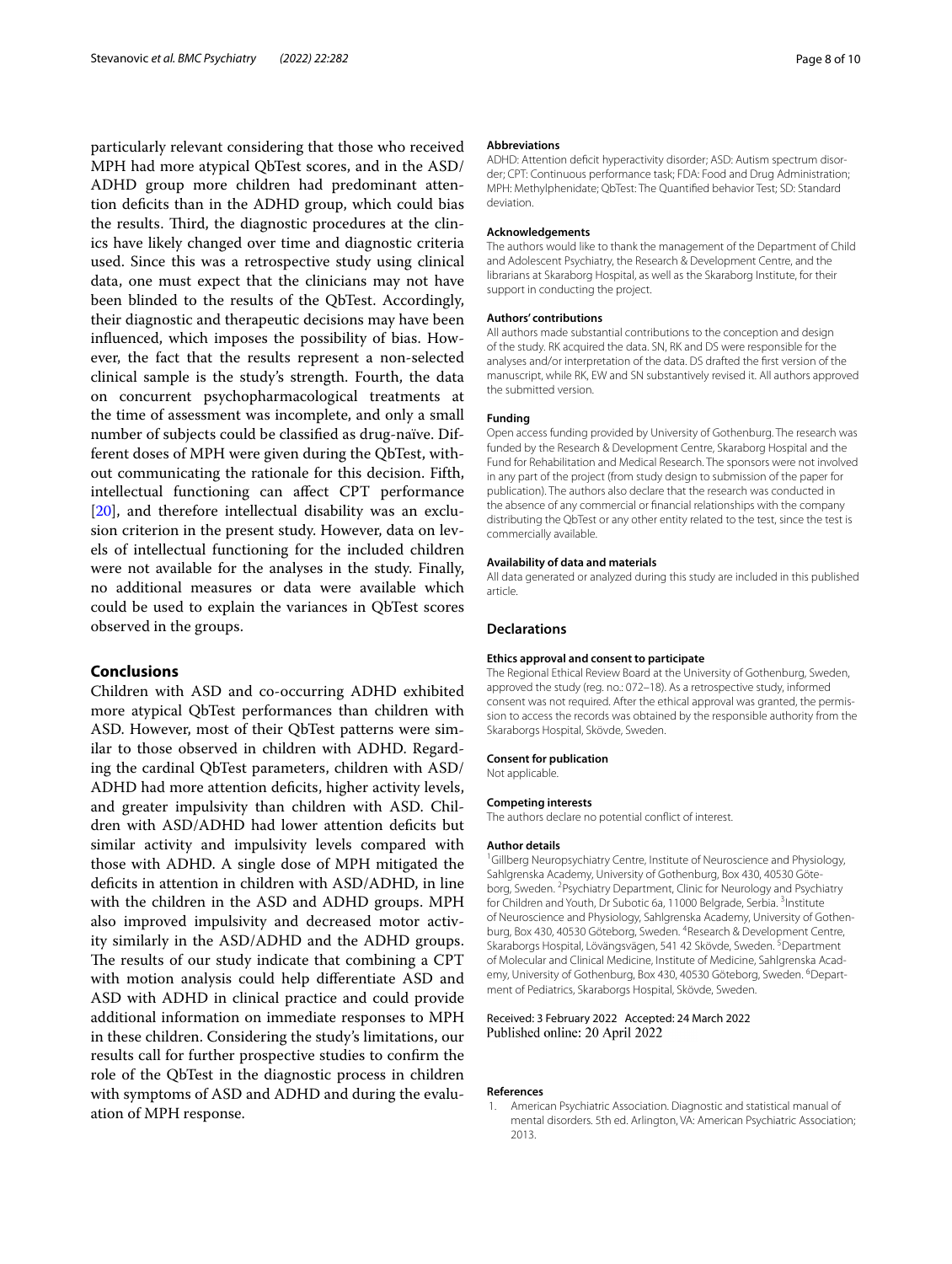particularly relevant considering that those who received MPH had more atypical QbTest scores, and in the ASD/ADHD group more children had predominant attention deficits than in the ADHD group, which could bias the results. Third, the diagnostic procedures at the clinics have likely changed over time and diagnostic criteria used. Since this was a retrospective study using clinical data, one must expect that the clinicians may not have been blinded to the results of the QbTest. Accordingly, their diagnostic and therapeutic decisions may have been influenced, which imposes the possibility of bias. However, the fact that the results represent a non-selected clinical sample is the study's strength. Fourth, the data on concurrent psychopharmacological treatments at the time of assessment was incomplete, and only a small number of subjects could be classified as drug-naïve. Different doses of MPH were given during the QbTest, without communicating the rationale for this decision. Fifth, intellectual functioning can affect CPT performance [20], and therefore intellectual disability was an exclusion criterion in the present study. However, data on levels of intellectual functioning for the included children were not available for the analyses in the study. Finally, no additional measures or data were available which could be used to explain the variances in QbTest scores observed in the groups.

## Conclusions

Children with ASD and co-occurring ADHD exhibited more atypical QbTest performances than children with ASD. However, most of their QbTest patterns were similar to those observed in children with ADHD. Regarding the cardinal QbTest parameters, children with ASD/ADHD had more attention deficits, higher activity levels, and greater impulsivity than children with ASD. Children with ASD/ADHD had lower attention deficits but similar activity and impulsivity levels compared with those with ADHD. A single dose of MPH mitigated the deficits in attention in children with ASD/ADHD, in line with the children in the ASD and ADHD groups. MPH also improved impulsivity and decreased motor activity similarly in the ASD/ADHD and the ADHD groups. The results of our study indicate that combining a CPT with motion analysis could help differentiate ASD and ASD with ADHD in clinical practice and could provide additional information on immediate responses to MPH in these children. Considering the study's limitations, our results call for further prospective studies to confirm the role of the QbTest in the diagnostic process in children with symptoms of ASD and ADHD and during the evaluation of MPH response.

#### Abbreviations

ADHD: Attention deficit hyperactivity disorder; ASD: Autism spectrum disorder; CPT: Continuous performance task; FDA: Food and Drug Administration; MPH: Methylphenidate; QbTest: The Quantified behavior Test; SD: Standard deviation.

#### Acknowledgements

The authors would like to thank the management of the Department of Child and Adolescent Psychiatry, the Research & Development Centre, and the librarians at Skaraborg Hospital, as well as the Skaraborg Institute, for their support in conducting the project.

#### Authors' contributions

All authors made substantial contributions to the conception and design of the study. RK acquired the data. SN, RK and DS were responsible for the analyses and/or interpretation of the data. DS drafted the first version of the manuscript, while RK, EW and SN substantively revised it. All authors approved the submitted version.

#### Funding

Open access funding provided by University of Gothenburg. The research was funded by the Research & Development Centre, Skaraborg Hospital and the Fund for Rehabilitation and Medical Research. The sponsors were not involved in any part of the project (from study design to submission of the paper for publication). The authors also declare that the research was conducted in the absence of any commercial or financial relationships with the company distributing the QbTest or any other entity related to the test, since the test is commercially available.

#### Availability of data and materials

All data generated or analyzed during this study are included in this published article.

## Declarations

#### Ethics approval and consent to participate

The Regional Ethical Review Board at the University of Gothenburg, Sweden, approved the study (reg. no.: 072–18). As a retrospective study, informed consent was not required. After the ethical approval was granted, the permission to access the records was obtained by the responsible authority from the Skaraborgs Hospital, Skövde, Sweden.

#### Consent for publication

Not applicable.

#### Competing interests

The authors declare no potential conflict of interest.

#### Author details

[1]Gillberg Neuropsychiatry Centre, Institute of Neuroscience and Physiology, Sahlgrenska Academy, University of Gothenburg, Box 430, 40530 Göteborg, Sweden. [2]Psychiatry Department, Clinic for Neurology and Psychiatry for Children and Youth, Dr Subotic 6a, 11000 Belgrade, Serbia. [3]Institute of Neuroscience and Physiology, Sahlgrenska Academy, University of Gothenburg, Box 430, 40530 Göteborg, Sweden. [4]Research & Development Centre, Skaraborgs Hospital, Lövängsvägen, 541 42 Skövde, Sweden. [5]Department of Molecular and Clinical Medicine, Institute of Medicine, Sahlgrenska Academy, University of Gothenburg, Box 430, 40530 Göteborg, Sweden. [6]Department of Pediatrics, Skaraborgs Hospital, Skövde, Sweden.

Received: 3 February 2022 Accepted: 24 March 2022
Published online: 20 April 2022

#### References

1. American Psychiatric Association. Diagnostic and statistical manual of mental disorders. 5th ed. Arlington, VA: American Psychiatric Association; 2013.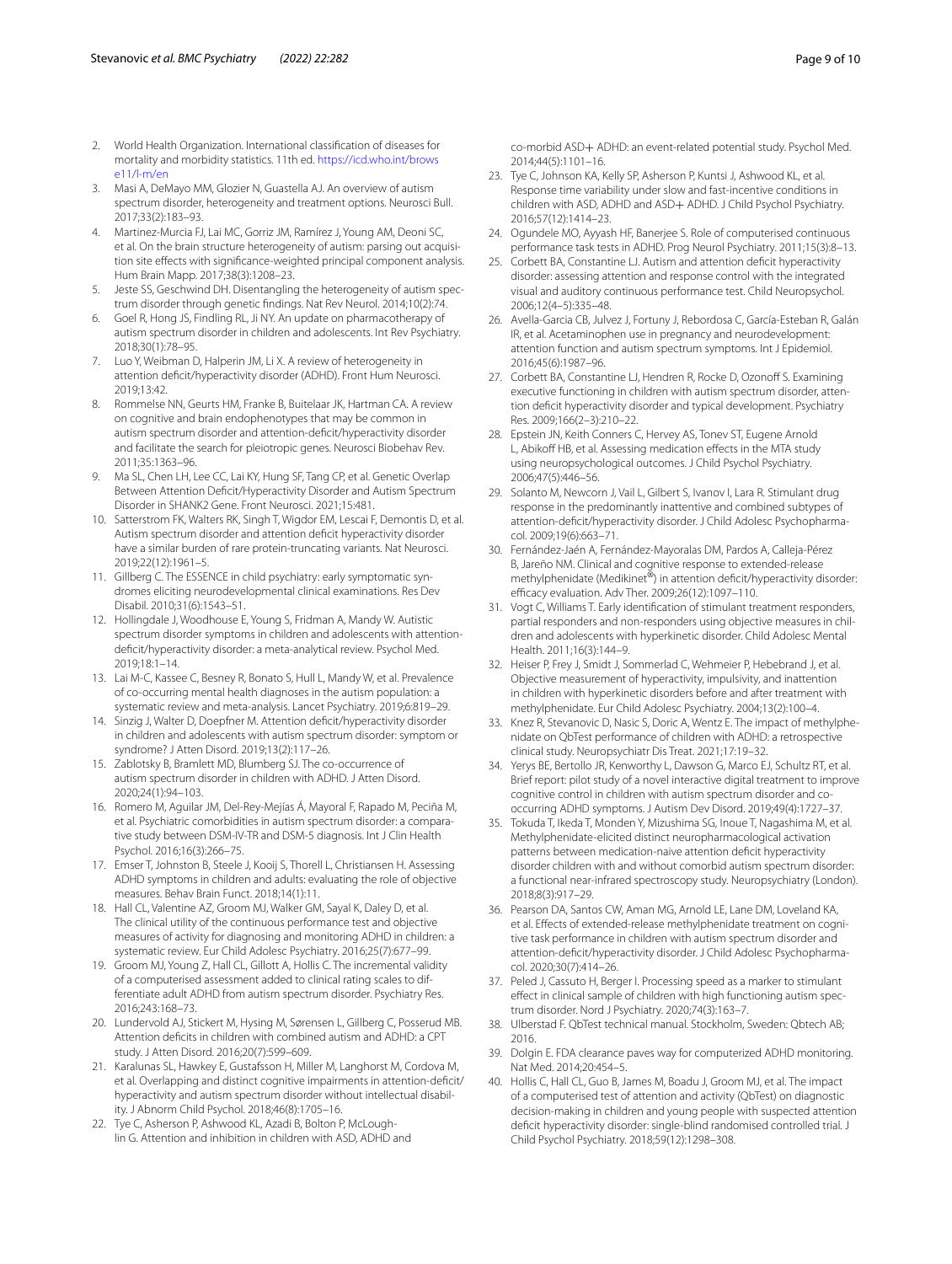2. World Health Organization. International classification of diseases for mortality and morbidity statistics. 11th ed. https://icd.who.int/browse11/l-m/en
3. Masi A, DeMayo MM, Glozier N, Guastella AJ. An overview of autism spectrum disorder, heterogeneity and treatment options. Neurosci Bull. 2017;33(2):183–93.
4. Martinez-Murcia FJ, Lai MC, Gorriz JM, Ramírez J, Young AM, Deoni SC, et al. On the brain structure heterogeneity of autism: parsing out acquisition site effects with significance-weighted principal component analysis. Hum Brain Mapp. 2017;38(3):1208–23.
5. Jeste SS, Geschwind DH. Disentangling the heterogeneity of autism spectrum disorder through genetic findings. Nat Rev Neurol. 2014;10(2):74.
6. Goel R, Hong JS, Findling RL, Ji NY. An update on pharmacotherapy of autism spectrum disorder in children and adolescents. Int Rev Psychiatry. 2018;30(1):78–95.
7. Luo Y, Weibman D, Halperin JM, Li X. A review of heterogeneity in attention deficit/hyperactivity disorder (ADHD). Front Hum Neurosci. 2019;13:42.
8. Rommelse NN, Geurts HM, Franke B, Buitelaar JK, Hartman CA. A review on cognitive and brain endophenotypes that may be common in autism spectrum disorder and attention-deficit/hyperactivity disorder and facilitate the search for pleiotropic genes. Neurosci Biobehav Rev. 2011;35:1363–96.
9. Ma SL, Chen LH, Lee CC, Lai KY, Hung SF, Tang CP, et al. Genetic Overlap Between Attention Deficit/Hyperactivity Disorder and Autism Spectrum Disorder in SHANK2 Gene. Front Neurosci. 2021;15:481.
10. Satterstrom FK, Walters RK, Singh T, Wigdor EM, Lescai F, Demontis D, et al. Autism spectrum disorder and attention deficit hyperactivity disorder have a similar burden of rare protein-truncating variants. Nat Neurosci. 2019;22(12):1961–5.
11. Gillberg C. The ESSENCE in child psychiatry: early symptomatic syndromes eliciting neurodevelopmental clinical examinations. Res Dev Disabil. 2010;31(6):1543–51.
12. Hollingdale J, Woodhouse E, Young S, Fridman A, Mandy W. Autistic spectrum disorder symptoms in children and adolescents with attention-deficit/hyperactivity disorder: a meta-analytical review. Psychol Med. 2019;18:1–14.
13. Lai M-C, Kassee C, Besney R, Bonato S, Hull L, Mandy W, et al. Prevalence of co-occurring mental health diagnoses in the autism population: a systematic review and meta-analysis. Lancet Psychiatry. 2019;6:819–29.
14. Sinzig J, Walter D, Doepfner M. Attention deficit/hyperactivity disorder in children and adolescents with autism spectrum disorder: symptom or syndrome? J Atten Disord. 2019;13(2):117–26.
15. Zablotsky B, Bramlett MD, Blumberg SJ. The co-occurrence of autism spectrum disorder in children with ADHD. J Atten Disord. 2020;24(1):94–103.
16. Romero M, Aguilar JM, Del-Rey-Mejías Á, Mayoral F, Rapado M, Peciña M, et al. Psychiatric comorbidities in autism spectrum disorder: a comparative study between DSM-IV-TR and DSM-5 diagnosis. Int J Clin Health Psychol. 2016;16(3):266–75.
17. Emser T, Johnston B, Steele J, Kooij S, Thorell L, Christiansen H. Assessing ADHD symptoms in children and adults: evaluating the role of objective measures. Behav Brain Funct. 2018;14(1):11.
18. Hall CL, Valentine AZ, Groom MJ, Walker GM, Sayal K, Daley D, et al. The clinical utility of the continuous performance test and objective measures of activity for diagnosing and monitoring ADHD in children: a systematic review. Eur Child Adolesc Psychiatry. 2016;25(7):677–99.
19. Groom MJ, Young Z, Hall CL, Gillott A, Hollis C. The incremental validity of a computerised assessment added to clinical rating scales to differentiate adult ADHD from autism spectrum disorder. Psychiatry Res. 2016;243:168–73.
20. Lundervold AJ, Stickert M, Hysing M, Sørensen L, Gillberg C, Posserud MB. Attention deficits in children with combined autism and ADHD: a CPT study. J Atten Disord. 2016;20(7):599–609.
21. Karalunas SL, Hawkey E, Gustafsson H, Miller M, Langhorst M, Cordova M, et al. Overlapping and distinct cognitive impairments in attention-deficit/hyperactivity and autism spectrum disorder without intellectual disability. J Abnorm Child Psychol. 2018;46(8):1705–16.
22. Tye C, Asherson P, Ashwood KL, Azadi B, Bolton P, McLoughlin G. Attention and inhibition in children with ASD, ADHD and co-morbid ASD+ ADHD: an event-related potential study. Psychol Med. 2014;44(5):1101–16.
23. Tye C, Johnson KA, Kelly SP, Asherson P, Kuntsi J, Ashwood KL, et al. Response time variability under slow and fast-incentive conditions in children with ASD, ADHD and ASD+ ADHD. J Child Psychol Psychiatry. 2016;57(12):1414–23.
24. Ogundele MO, Ayyash HF, Banerjee S. Role of computerised continuous performance task tests in ADHD. Prog Neurol Psychiatry. 2011;15(3):8–13.
25. Corbett BA, Constantine LJ. Autism and attention deficit hyperactivity disorder: assessing attention and response control with the integrated visual and auditory continuous performance test. Child Neuropsychol. 2006;12(4–5):335–48.
26. Avella-Garcia CB, Julvez J, Fortuny J, Rebordosa C, García-Esteban R, Galán IR, et al. Acetaminophen use in pregnancy and neurodevelopment: attention function and autism spectrum symptoms. Int J Epidemiol. 2016;45(6):1987–96.
27. Corbett BA, Constantine LJ, Hendren R, Rocke D, Ozonoff S. Examining executive functioning in children with autism spectrum disorder, attention deficit hyperactivity disorder and typical development. Psychiatry Res. 2009;166(2–3):210–22.
28. Epstein JN, Keith Conners C, Hervey AS, Tonev ST, Eugene Arnold L, Abikoff HB, et al. Assessing medication effects in the MTA study using neuropsychological outcomes. J Child Psychol Psychiatry. 2006;47(5):446–56.
29. Solanto M, Newcorn J, Vail L, Gilbert S, Ivanov I, Lara R. Stimulant drug response in the predominantly inattentive and combined subtypes of attention-deficit/hyperactivity disorder. J Child Adolesc Psychopharmacol. 2009;19(6):663–71.
30. Fernández-Jaén A, Fernández-Mayoralas DM, Pardos A, Calleja-Pérez B, Jareño NM. Clinical and cognitive response to extended-release methylphenidate (Medikinet®) in attention deficit/hyperactivity disorder: efficacy evaluation. Adv Ther. 2009;26(12):1097–110.
31. Vogt C, Williams T. Early identification of stimulant treatment responders, partial responders and non-responders using objective measures in children and adolescents with hyperkinetic disorder. Child Adolesc Mental Health. 2011;16(3):144–9.
32. Heiser P, Frey J, Smidt J, Sommerlad C, Wehmeier P, Hebebrand J, et al. Objective measurement of hyperactivity, impulsivity, and inattention in children with hyperkinetic disorders before and after treatment with methylphenidate. Eur Child Adolesc Psychiatry. 2004;13(2):100–4.
33. Knez R, Stevanovic D, Nasic S, Doric A, Wentz E. The impact of methylphenidate on QbTest performance of children with ADHD: a retrospective clinical study. Neuropsychiatr Dis Treat. 2021;17:19–32.
34. Yerys BE, Bertollo JR, Kenworthy L, Dawson G, Marco EJ, Schultz RT, et al. Brief report: pilot study of a novel interactive digital treatment to improve cognitive control in children with autism spectrum disorder and co-occurring ADHD symptoms. J Autism Dev Disord. 2019;49(4):1727–37.
35. Tokuda T, Ikeda T, Monden Y, Mizushima SG, Inoue T, Nagashima M, et al. Methylphenidate-elicited distinct neuropharmacological activation patterns between medication-naive attention deficit hyperactivity disorder children with and without comorbid autism spectrum disorder: a functional near-infrared spectroscopy study. Neuropsychiatry (London). 2018;8(3):917–29.
36. Pearson DA, Santos CW, Aman MG, Arnold LE, Lane DM, Loveland KA, et al. Effects of extended-release methylphenidate treatment on cognitive task performance in children with autism spectrum disorder and attention-deficit/hyperactivity disorder. J Child Adolesc Psychopharmacol. 2020;30(7):414–26.
37. Peled J, Cassuto H, Berger I. Processing speed as a marker to stimulant effect in clinical sample of children with high functioning autism spectrum disorder. Nord J Psychiatry. 2020;74(3):163–7.
38. Ulberstad F. QbTest technical manual. Stockholm, Sweden: Qbtech AB; 2016.
39. Dolgin E. FDA clearance paves way for computerized ADHD monitoring. Nat Med. 2014;20:454–5.
40. Hollis C, Hall CL, Guo B, James M, Boadu J, Groom MJ, et al. The impact of a computerised test of attention and activity (QbTest) on diagnostic decision-making in children and young people with suspected attention deficit hyperactivity disorder: single-blind randomised controlled trial. J Child Psychol Psychiatry. 2018;59(12):1298–308.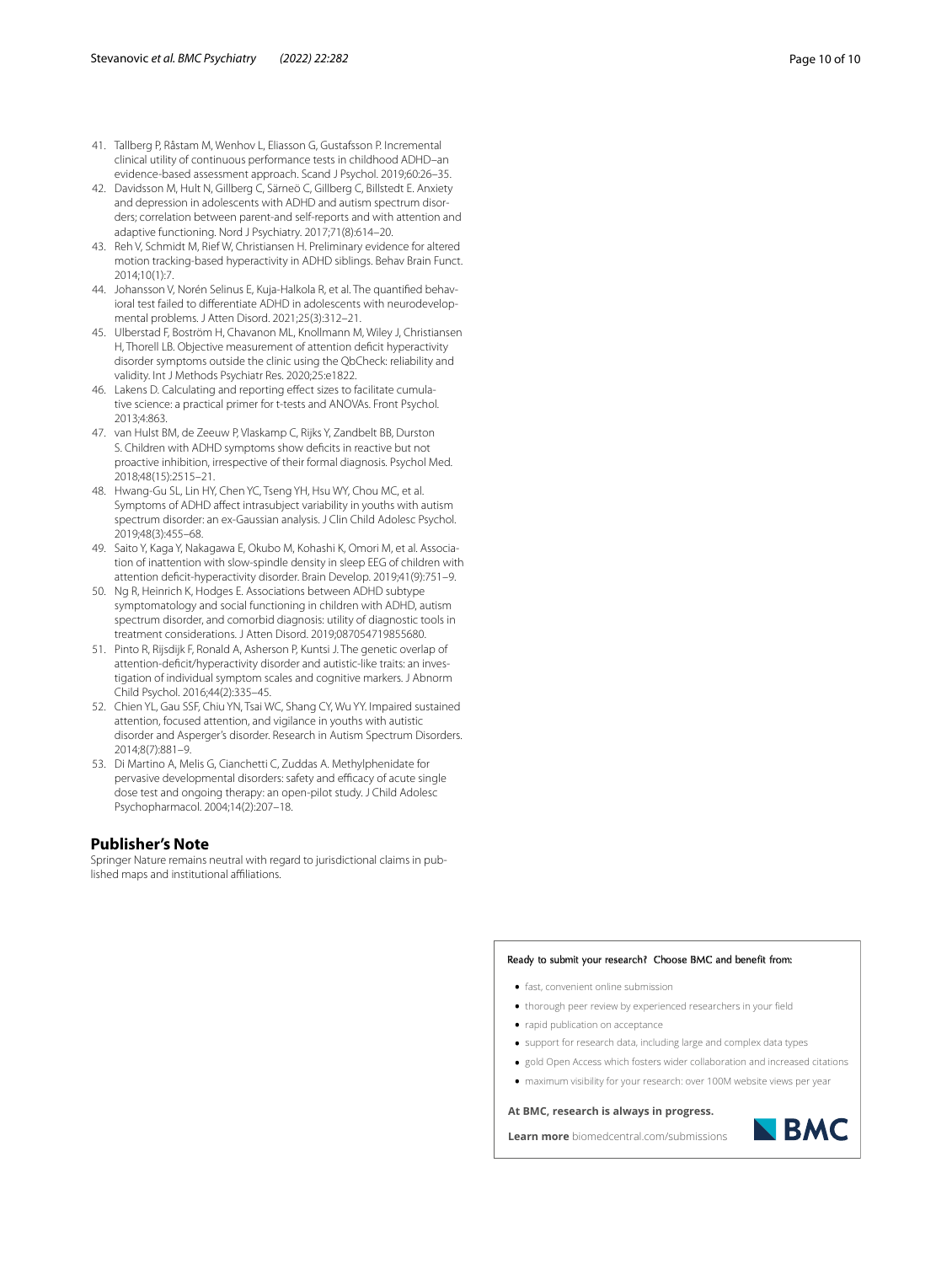41. Tallberg P, Råstam M, Wenhov L, Eliasson G, Gustafsson P. Incremental clinical utility of continuous performance tests in childhood ADHD–an evidence-based assessment approach. Scand J Psychol. 2019;60:26–35.
42. Davidsson M, Hult N, Gillberg C, Särneö C, Gillberg C, Billstedt E. Anxiety and depression in adolescents with ADHD and autism spectrum disorders; correlation between parent-and self-reports and with attention and adaptive functioning. Nord J Psychiatry. 2017;71(8):614–20.
43. Reh V, Schmidt M, Rief W, Christiansen H. Preliminary evidence for altered motion tracking-based hyperactivity in ADHD siblings. Behav Brain Funct. 2014;10(1):7.
44. Johansson V, Norén Selinus E, Kuja-Halkola R, et al. The quantified behavioral test failed to differentiate ADHD in adolescents with neurodevelopmental problems. J Atten Disord. 2021;25(3):312–21.
45. Ulberstad F, Boström H, Chavanon ML, Knollmann M, Wiley J, Christiansen H, Thorell LB. Objective measurement of attention deficit hyperactivity disorder symptoms outside the clinic using the QbCheck: reliability and validity. Int J Methods Psychiatr Res. 2020;25:e1822.
46. Lakens D. Calculating and reporting effect sizes to facilitate cumulative science: a practical primer for t-tests and ANOVAs. Front Psychol. 2013;4:863.
47. van Hulst BM, de Zeeuw P, Vlaskamp C, Rijks Y, Zandbelt BB, Durston S. Children with ADHD symptoms show deficits in reactive but not proactive inhibition, irrespective of their formal diagnosis. Psychol Med. 2018;48(15):2515–21.
48. Hwang-Gu SL, Lin HY, Chen YC, Tseng YH, Hsu WY, Chou MC, et al. Symptoms of ADHD affect intrasubject variability in youths with autism spectrum disorder: an ex-Gaussian analysis. J Clin Child Adolesc Psychol. 2019;48(3):455–68.
49. Saito Y, Kaga Y, Nakagawa E, Okubo M, Kohashi K, Omori M, et al. Association of inattention with slow-spindle density in sleep EEG of children with attention deficit-hyperactivity disorder. Brain Develop. 2019;41(9):751–9.
50. Ng R, Heinrich K, Hodges E. Associations between ADHD subtype symptomatology and social functioning in children with ADHD, autism spectrum disorder, and comorbid diagnosis: utility of diagnostic tools in treatment considerations. J Atten Disord. 2019;087054719855680.
51. Pinto R, Rijsdijk F, Ronald A, Asherson P, Kuntsi J. The genetic overlap of attention-deficit/hyperactivity disorder and autistic-like traits: an investigation of individual symptom scales and cognitive markers. J Abnorm Child Psychol. 2016;44(2):335–45.
52. Chien YL, Gau SSF, Chiu YN, Tsai WC, Shang CY, Wu YY. Impaired sustained attention, focused attention, and vigilance in youths with autistic disorder and Asperger's disorder. Research in Autism Spectrum Disorders. 2014;8(7):881–9.
53. Di Martino A, Melis G, Cianchetti C, Zuddas A. Methylphenidate for pervasive developmental disorders: safety and efficacy of acute single dose test and ongoing therapy: an open-pilot study. J Child Adolesc Psychopharmacol. 2004;14(2):207–18.

## Publisher's Note

Springer Nature remains neutral with regard to jurisdictional claims in published maps and institutional affiliations.

Ready to submit your research? Choose BMC and benefit from:

- fast, convenient online submission
- thorough peer review by experienced researchers in your field
- rapid publication on acceptance
- support for research data, including large and complex data types
- gold Open Access which fosters wider collaboration and increased citations
- maximum visibility for your research: over 100M website views per year

**At BMC, research is always in progress.**

**Learn more** biomedcentral.com/submissions

BMC